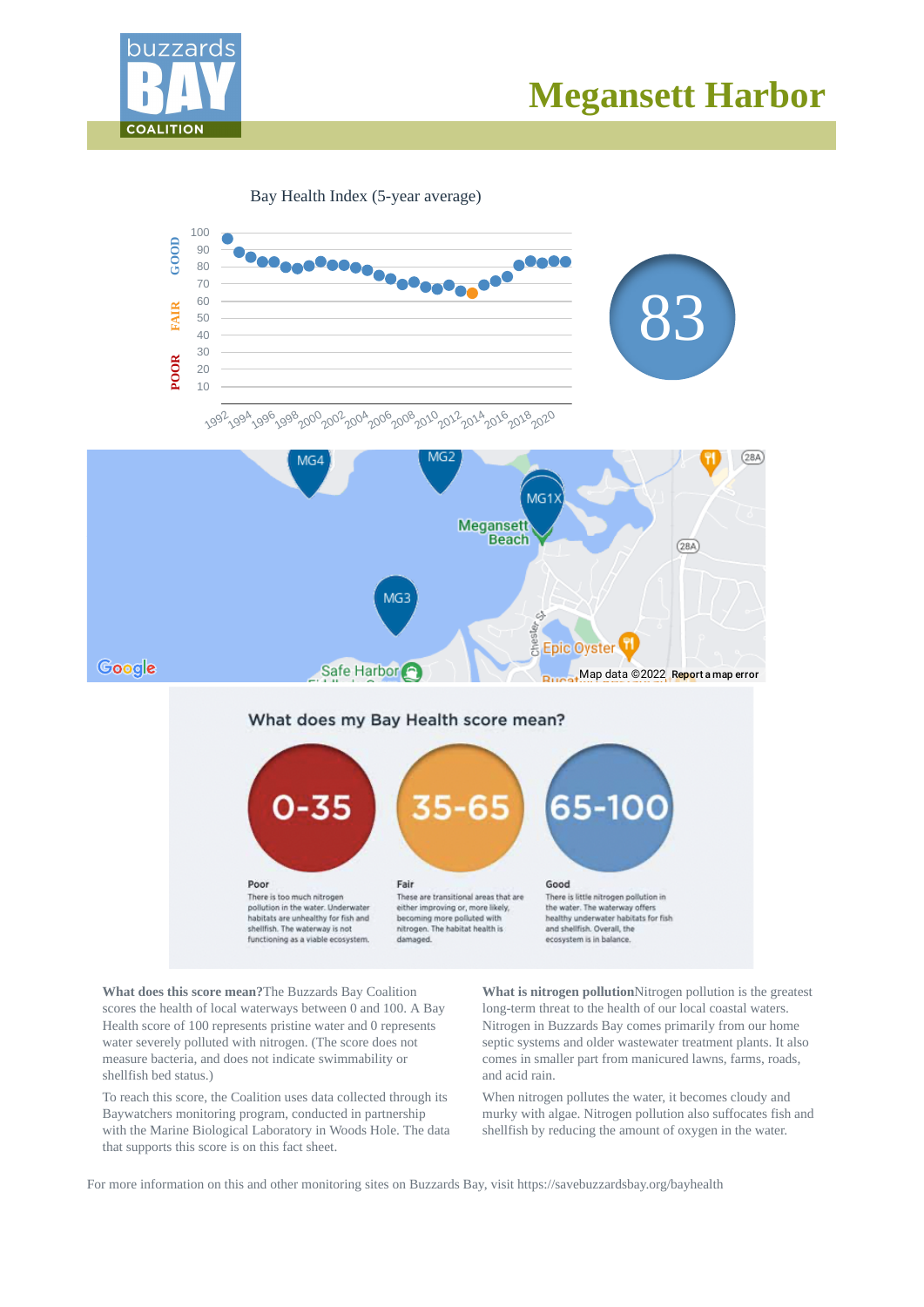# Megansett Harbor

Bay Health Index (5-year average)

83

## What does my Bay Health score mean?

**0-35**

**Poor**
There is too much nitrogen pollution in the water. Underwater habitats are unhealthy for fish and shellfish. The waterway is not functioning as a viable ecosystem.

**35-65**

**Fair**
These are transitional areas that are either improving or, more likely, becoming more polluted with nitrogen. The habitat health is damaged.

**65-100**

**Good**
There is little nitrogen pollution in the water. The waterway offers healthy underwater habitats for fish and shellfish. Overall, the ecosystem is in balance.

**What does this score mean?** The Buzzards Bay Coalition scores the health of local waterways between 0 and 100. A Bay Health score of 100 represents pristine water and 0 represents water severely polluted with nitrogen. (The score does not measure bacteria, and does not indicate swimmability or shellfish bed status.)

To reach this score, the Coalition uses data collected through its Baywatchers monitoring program, conducted in partnership with the Marine Biological Laboratory in Woods Hole. The data that supports this score is on this fact sheet.

**What is nitrogen pollution** Nitrogen pollution is the greatest long-term threat to the health of our local coastal waters. Nitrogen in Buzzards Bay comes primarily from our home septic systems and older wastewater treatment plants. It also comes in smaller part from manicured lawns, farms, roads, and acid rain.

When nitrogen pollutes the water, it becomes cloudy and murky with algae. Nitrogen pollution also suffocates fish and shellfish by reducing the amount of oxygen in the water.

For more information on this and other monitoring sites on Buzzards Bay, visit https://savebuzzardsbay.org/bayhealth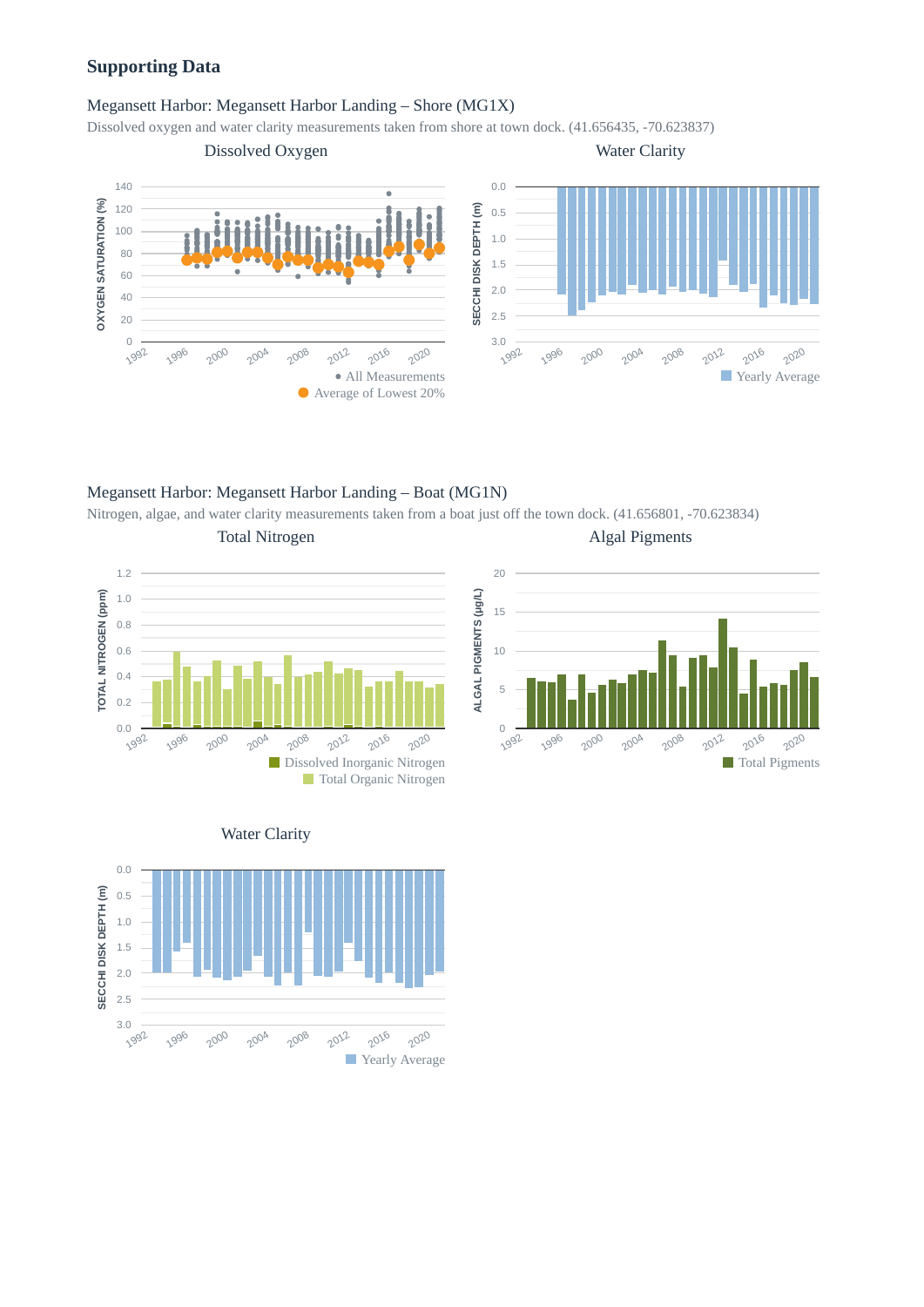## Supporting Data

### Megansett Harbor: Megansett Harbor Landing – Shore (MG1X)

Dissolved oxygen and water clarity measurements taken from shore at town dock. (41.656435, -70.623837)

Dissolved Oxygen

Water Clarity

### Megansett Harbor: Megansett Harbor Landing – Boat (MG1N)

Nitrogen, algae, and water clarity measurements taken from a boat just off the town dock. (41.656801, -70.623834)

Total Nitrogen

Algal Pigments

Water Clarity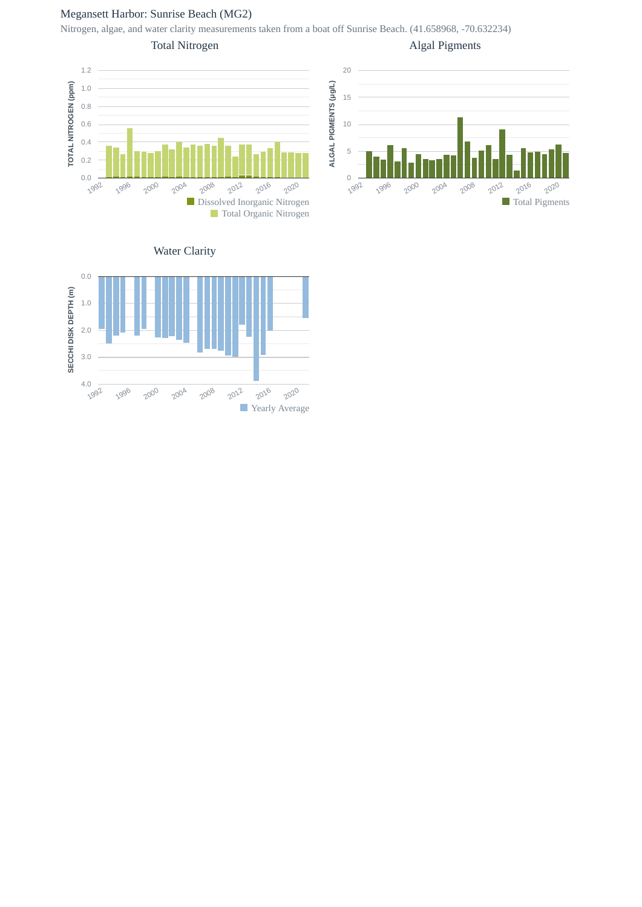# Megansett Harbor: Sunrise Beach (MG2)

Nitrogen, algae, and water clarity measurements taken from a boat off Sunrise Beach. (41.658968, -70.632234)

### Total Nitrogen

TOTAL NITROGEN (ppm)

0.0 0.2 0.4 0.6 0.8 1.0 1.2

1992 1996 2000 2004 2008 2012 2016 2020

Dissolved Inorganic Nitrogen

Total Organic Nitrogen

### Algal Pigments

ALGAL PIGMENTS (µg/L)

0 5 10 15 20

1992 1996 2000 2004 2008 2012 2016 2020

Total Pigments

### Water Clarity

SECCHI DISK DEPTH (m)

0.0 1.0 2.0 3.0 4.0

1992 1996 2000 2004 2008 2012 2016 2020

Yearly Average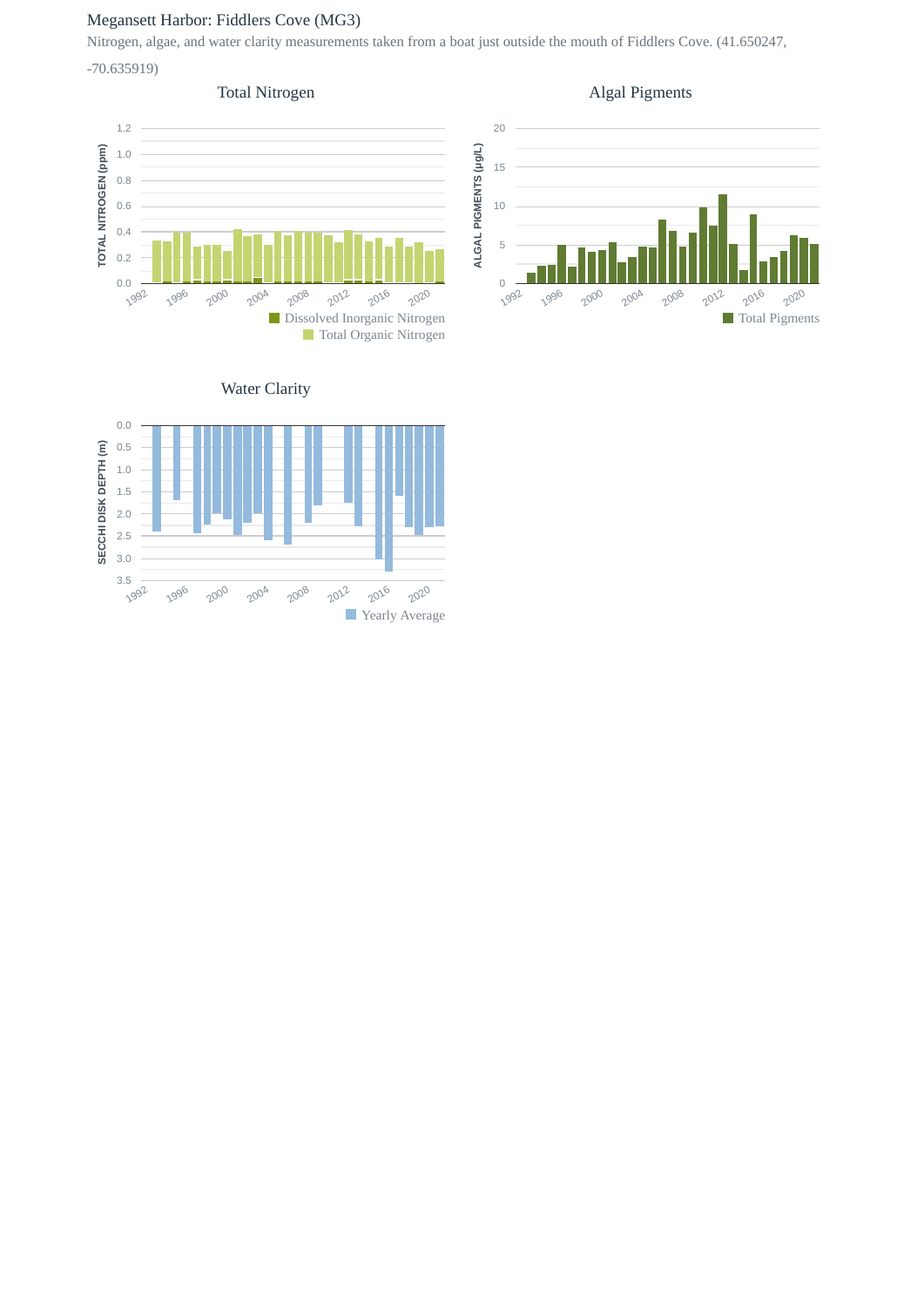Megansett Harbor: Fiddlers Cove (MG3)

Nitrogen, algae, and water clarity measurements taken from a boat just outside the mouth of Fiddlers Cove. (41.650247, -70.635919)

Total Nitrogen

TOTAL NITROGEN (ppm)

Dissolved Inorganic Nitrogen

Total Organic Nitrogen

Algal Pigments

ALGAL PIGMENTS (µg/L)

Total Pigments

Water Clarity

SECCHI DISK DEPTH (m)

Yearly Average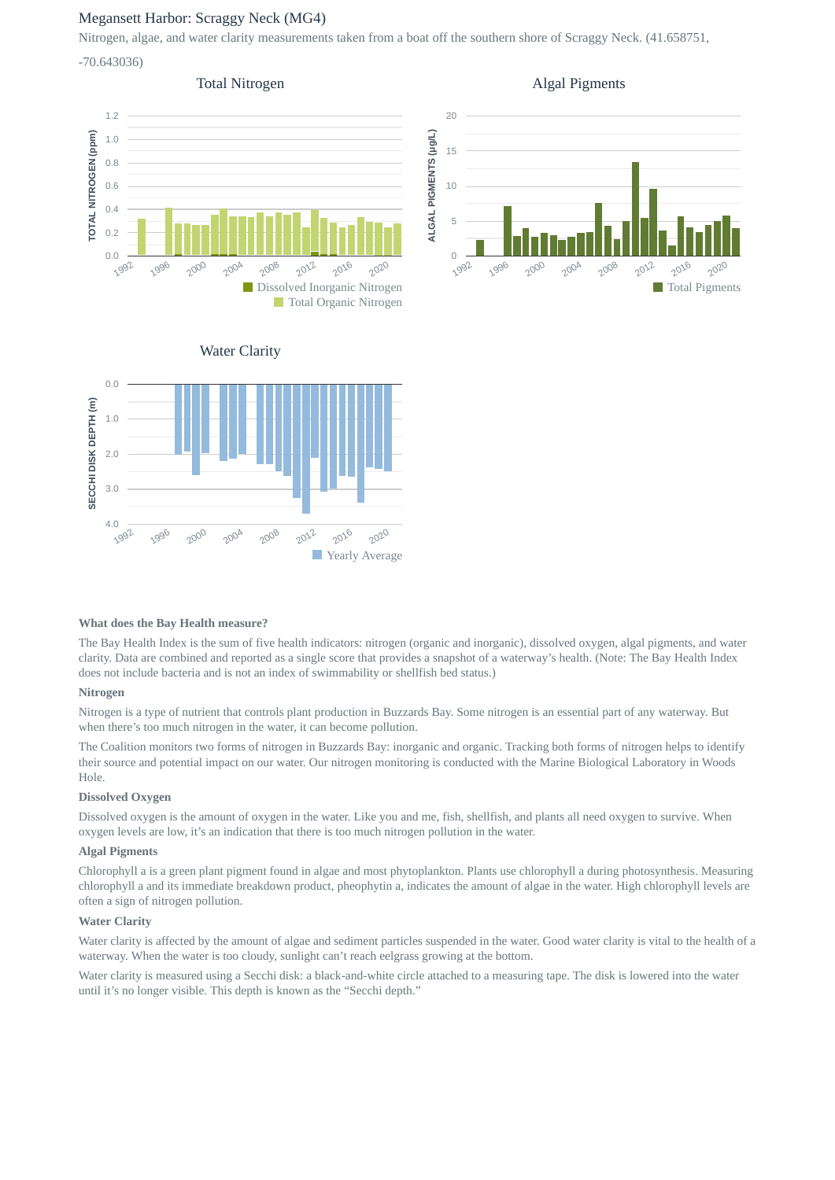Megansett Harbor: Scraggy Neck (MG4)

Nitrogen, algae, and water clarity measurements taken from a boat off the southern shore of Scraggy Neck. (41.658751, -70.643036)

Total Nitrogen

TOTAL NITROGEN (ppm)

1.2
1.0
0.8
0.6
0.4
0.2
0.0

1992 1996 2000 2004 2008 2012 2016 2020

Dissolved Inorganic Nitrogen
Total Organic Nitrogen

Algal Pigments

ALGAL PIGMENTS (µg/L)

20
15
10
5
0

1992 1996 2000 2004 2008 2012 2016 2020

Total Pigments

Water Clarity

SECCHI DISK DEPTH (m)

0.0
1.0
2.0
3.0
4.0

1992 1996 2000 2004 2008 2012 2016 2020

Yearly Average

**What does the Bay Health measure?**

The Bay Health Index is the sum of five health indicators: nitrogen (organic and inorganic), dissolved oxygen, algal pigments, and water clarity. Data are combined and reported as a single score that provides a snapshot of a waterway's health. (Note: The Bay Health Index does not include bacteria and is not an index of swimmability or shellfish bed status.)

**Nitrogen**

Nitrogen is a type of nutrient that controls plant production in Buzzards Bay. Some nitrogen is an essential part of any waterway. But when there's too much nitrogen in the water, it can become pollution.

The Coalition monitors two forms of nitrogen in Buzzards Bay: inorganic and organic. Tracking both forms of nitrogen helps to identify their source and potential impact on our water. Our nitrogen monitoring is conducted with the Marine Biological Laboratory in Woods Hole.

**Dissolved Oxygen**

Dissolved oxygen is the amount of oxygen in the water. Like you and me, fish, shellfish, and plants all need oxygen to survive. When oxygen levels are low, it's an indication that there is too much nitrogen pollution in the water.

**Algal Pigments**

Chlorophyll a is a green plant pigment found in algae and most phytoplankton. Plants use chlorophyll a during photosynthesis. Measuring chlorophyll a and its immediate breakdown product, pheophytin a, indicates the amount of algae in the water. High chlorophyll levels are often a sign of nitrogen pollution.

**Water Clarity**

Water clarity is affected by the amount of algae and sediment particles suspended in the water. Good water clarity is vital to the health of a waterway. When the water is too cloudy, sunlight can't reach eelgrass growing at the bottom.

Water clarity is measured using a Secchi disk: a black-and-white circle attached to a measuring tape. The disk is lowered into the water until it's no longer visible. This depth is known as the "Secchi depth."